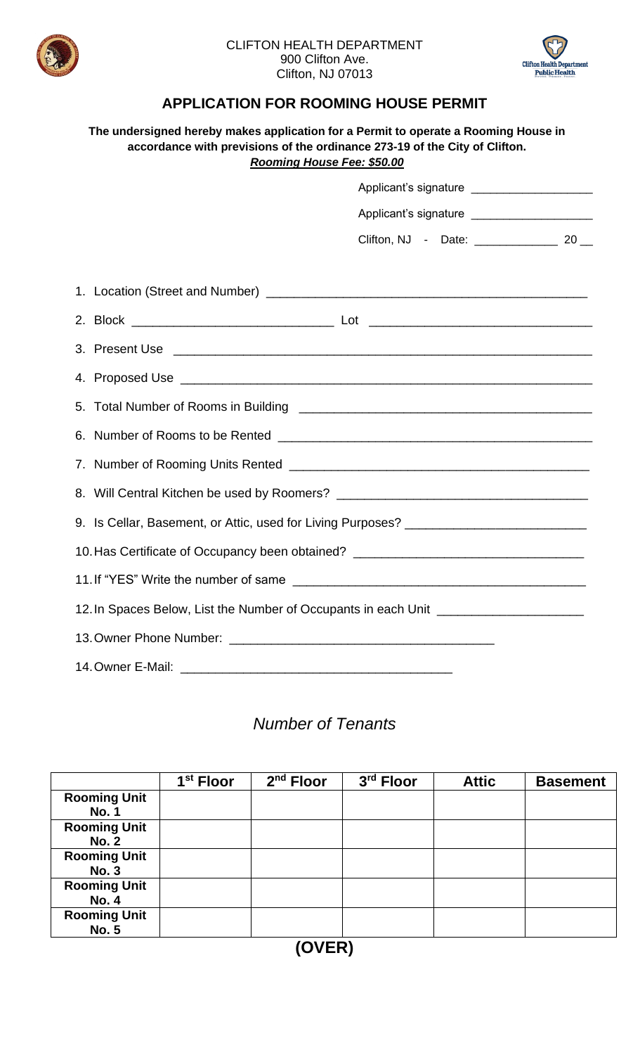CLIFTON HEALTH DEPARTMENT
900 Clifton Ave.
Clifton, NJ 07013

# APPLICATION FOR ROOMING HOUSE PERMIT

**The undersigned hereby makes application for a Permit to operate a Rooming House in accordance with previsions of the ordinance 273-19 of the City of Clifton.**

***Rooming House Fee: $50.00***

Applicant's signature ___________________

Applicant's signature ___________________

Clifton, NJ - Date: _____________ 20 __

1. Location (Street and Number) ______________________________________________
2. Block ____________________________ Lot _______________________________
3. Present Use __________________________________________________________
4. Proposed Use _________________________________________________________
5. Total Number of Rooms in Building ________________________________________
6. Number of Rooms to be Rented ____________________________________________
7. Number of Rooming Units Rented __________________________________________
8. Will Central Kitchen be used by Roomers? __________________________________
9. Is Cellar, Basement, or Attic, used for Living Purposes? _________________________
10. Has Certificate of Occupancy been obtained? _______________________________
11. If "YES" Write the number of same ________________________________________
12. In Spaces Below, List the Number of Occupants in each Unit ____________________
13. Owner Phone Number: ____________________________________
14. Owner E-Mail: ______________________________________

## *Number of Tenants*

| | 1st Floor | 2nd Floor | 3rd Floor | Attic | Basement |
|---|---|---|---|---|---|
| **Rooming Unit No. 1** | | | | | |
| **Rooming Unit No. 2** | | | | | |
| **Rooming Unit No. 3** | | | | | |
| **Rooming Unit No. 4** | | | | | |
| **Rooming Unit No. 5** | | | | | |

**(OVER)**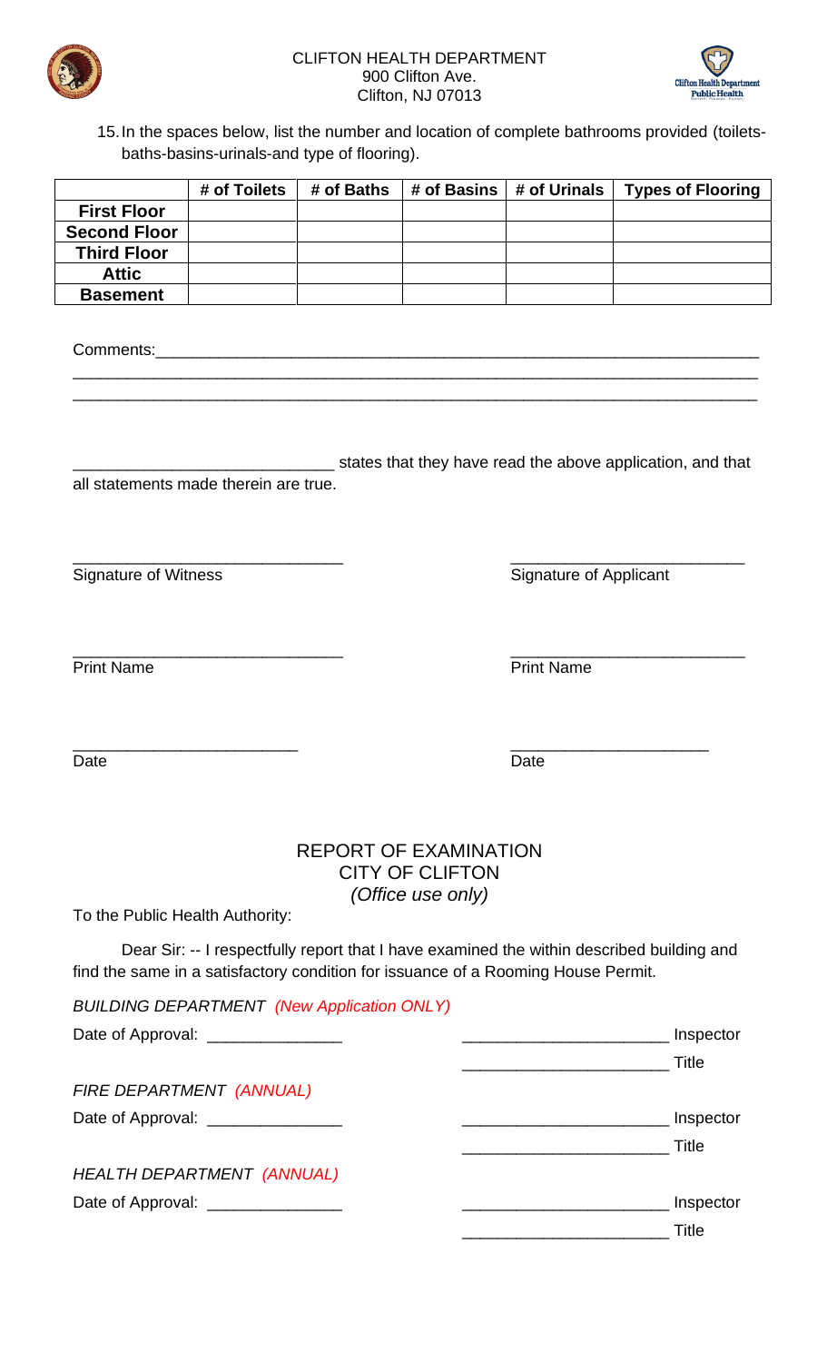CLIFTON HEALTH DEPARTMENT
900 Clifton Ave.
Clifton, NJ 07013

15. In the spaces below, list the number and location of complete bathrooms provided (toilets-baths-basins-urinals-and type of flooring).

| | # of Toilets | # of Baths | # of Basins | # of Urinals | Types of Flooring |
|---|---|---|---|---|---|
| **First Floor** | | | | | |
| **Second Floor** | | | | | |
| **Third Floor** | | | | | |
| **Attic** | | | | | |
| **Basement** | | | | | |

Comments:_______________________________________________________________________
_______________________________________________________________________________
_______________________________________________________________________________

____________________________ states that they have read the above application, and that all statements made therein are true.

_____________________________ Signature of Witness

_____________________________ Signature of Applicant

_____________________________ Print Name

_____________________________ Print Name

_________________________ Date

_________________________ Date

## REPORT OF EXAMINATION
## CITY OF CLIFTON
*(Office use only)*

To the Public Health Authority:

Dear Sir: -- I respectfully report that I have examined the within described building and find the same in a satisfactory condition for issuance of a Rooming House Permit.

*BUILDING DEPARTMENT (New Application ONLY)*

Date of Approval: _______________ _______________________ Inspector

_______________________ Title

*FIRE DEPARTMENT (ANNUAL)*

Date of Approval: _______________ _______________________ Inspector

_______________________ Title

*HEALTH DEPARTMENT (ANNUAL)*

Date of Approval: _______________ _______________________ Inspector

_______________________ Title